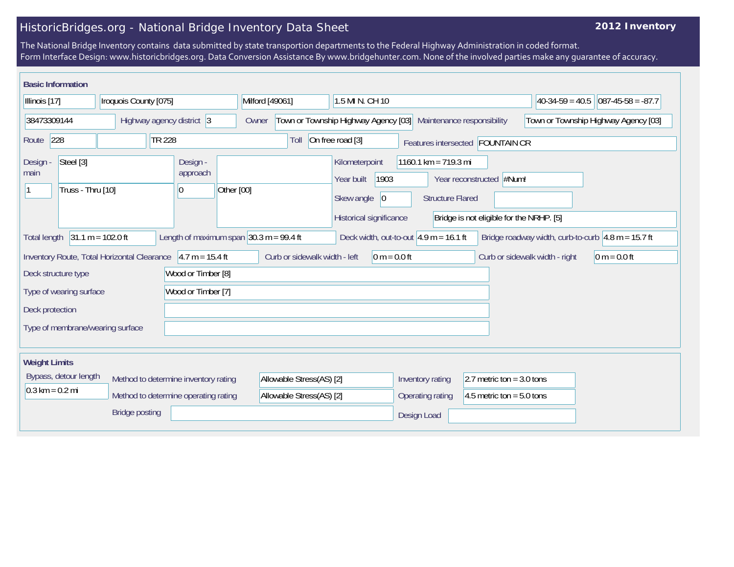# HistoricBridges.org - National Bridge Inventory Data Sheet

**2012 Inventory**

The National Bridge Inventory contains data submitted by state transportion departments to the Federal Highway Administration in coded format.
Form Interface Design: www.historicbridges.org. Data Conversion Assistance By www.bridgehunter.com. None of the involved parties make any guarantee of accuracy.

## Basic Information

| | |
|---|---|
| State | Illinois [17] |
| County | Iroquois County [075] |
| Place | Milford [49061] |
| Location | 1.5 MI N. CH 10 |
| Latitude | 40-34-59 = 40.5 |
| Longitude | 087-45-58 = -87.7 |
| Structure number | 38473309144 |
| Highway agency district | 3 |
| Owner | Town or Township Highway Agency [03] |
| Maintenance responsibility | Town or Township Highway Agency [03] |
| Route | 228 |
| Facility carried | TR 228 |
| Toll | On free road [3] |
| Features intersected | FOUNTAIN CR |
| Design - main | Steel [3] |
| Main spans | 1 |
| Main design type | Truss - Thru [10] |
| Design - approach | |
| Approach spans | 0 |
| Approach design type | Other [00] |
| Kilometerpoint | 1160.1 km = 719.3 mi |
| Year built | 1903 |
| Year reconstructed | #Num! |
| Skew angle | 0 |
| Structure Flared | |
| Historical significance | Bridge is not eligible for the NRHP. [5] |
| Total length | 31.1 m = 102.0 ft |
| Length of maximum span | 30.3 m = 99.4 ft |
| Deck width, out-to-out | 4.9 m = 16.1 ft |
| Bridge roadway width, curb-to-curb | 4.8 m = 15.7 ft |
| Inventory Route, Total Horizontal Clearance | 4.7 m = 15.4 ft |
| Curb or sidewalk width - left | 0 m = 0.0 ft |
| Curb or sidewalk width - right | 0 m = 0.0 ft |
| Deck structure type | Wood or Timber [8] |
| Type of wearing surface | Wood or Timber [7] |
| Deck protection | |
| Type of membrane/wearing surface | |

## Weight Limits

| | |
|---|---|
| Bypass, detour length | 0.3 km = 0.2 mi |
| Method to determine inventory rating | Allowable Stress(AS) [2] |
| Method to determine operating rating | Allowable Stress(AS) [2] |
| Inventory rating | 2.7 metric ton = 3.0 tons |
| Operating rating | 4.5 metric ton = 5.0 tons |
| Bridge posting | |
| Design Load | |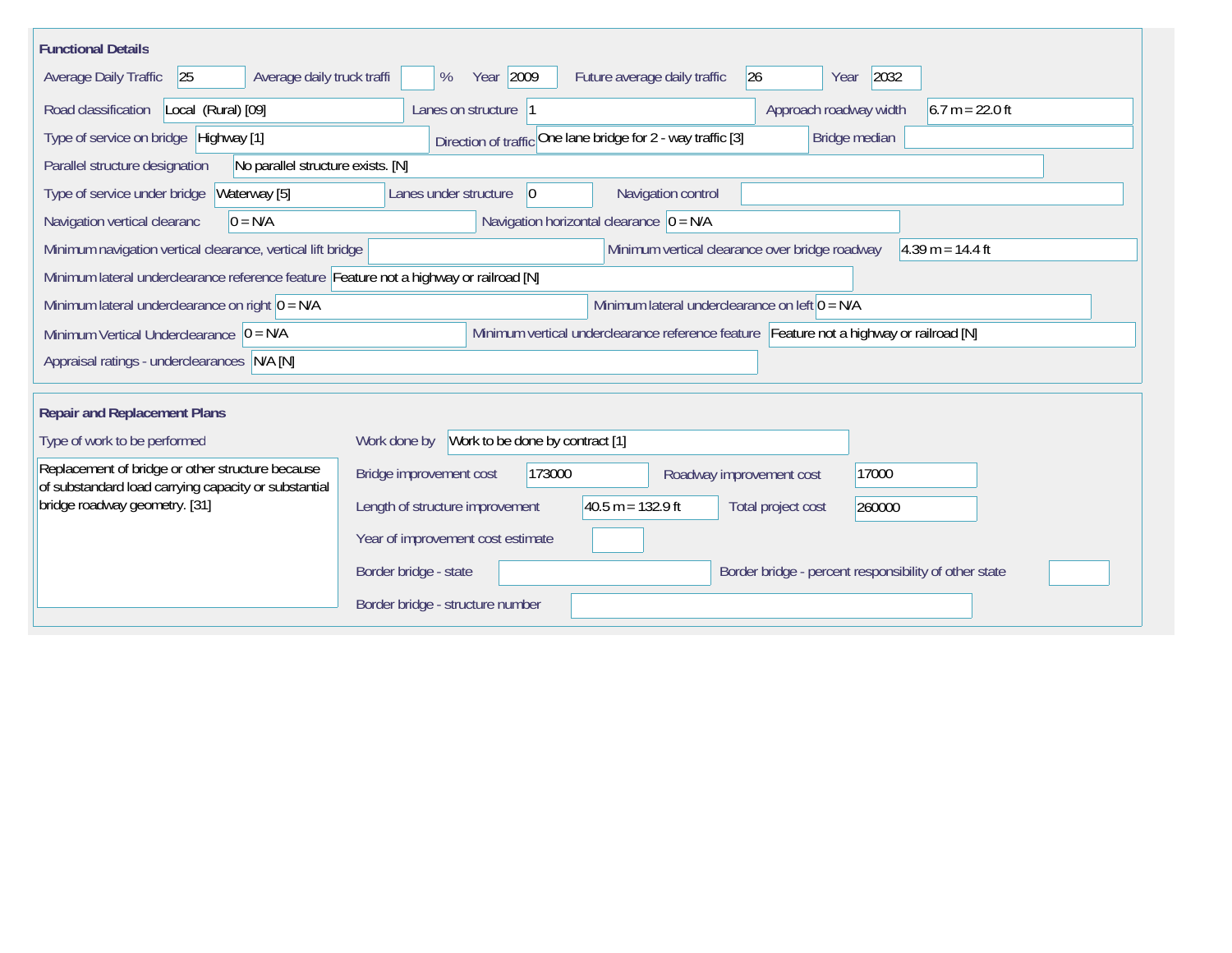## Functional Details

| Field | Value |
| --- | --- |
| Average Daily Traffic | 25 |
| Average daily truck traffi | % |
| Year | 2009 |
| Future average daily traffic | 26 |
| Year | 2032 |
| Road classification | Local (Rural) [09] |
| Lanes on structure | 1 |
| Approach roadway width | 6.7 m = 22.0 ft |
| Type of service on bridge | Highway [1] |
| Direction of traffic | One lane bridge for 2 - way traffic [3] |
| Bridge median | |
| Parallel structure designation | No parallel structure exists. [N] |
| Type of service under bridge | Waterway [5] |
| Lanes under structure | 0 |
| Navigation control | |
| Navigation vertical clearanc | 0 = N/A |
| Navigation horizontal clearance | 0 = N/A |
| Minimum navigation vertical clearance, vertical lift bridge | |
| Minimum vertical clearance over bridge roadway | 4.39 m = 14.4 ft |
| Minimum lateral underclearance reference feature | Feature not a highway or railroad [N] |
| Minimum lateral underclearance on right | 0 = N/A |
| Minimum lateral underclearance on left | 0 = N/A |
| Minimum Vertical Underclearance | 0 = N/A |
| Minimum vertical underclearance reference feature | Feature not a highway or railroad [N] |
| Appraisal ratings - underclearances | N/A [N] |

## Repair and Replacement Plans

| Field | Value |
| --- | --- |
| Type of work to be performed | Replacement of bridge or other structure because of substandard load carrying capacity or substantial bridge roadway geometry. [31] |
| Work done by | Work to be done by contract [1] |
| Bridge improvement cost | 173000 |
| Roadway improvement cost | 17000 |
| Length of structure improvement | 40.5 m = 132.9 ft |
| Total project cost | 260000 |
| Year of improvement cost estimate | |
| Border bridge - state | |
| Border bridge - percent responsibility of other state | |
| Border bridge - structure number | |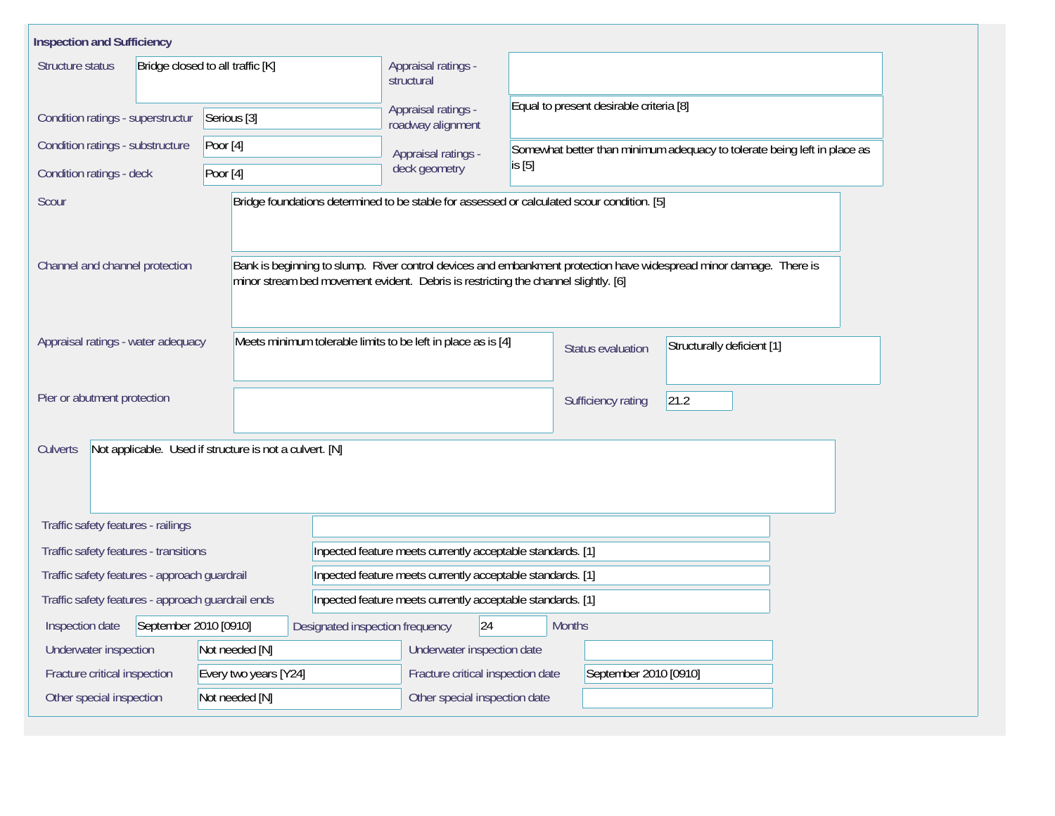## Inspection and Sufficiency

| Field | Value |
|---|---|
| Structure status | Bridge closed to all traffic [K] |
| Condition ratings - superstructur | Serious [3] |
| Condition ratings - substructure | Poor [4] |
| Condition ratings - deck | Poor [4] |
| Appraisal ratings - structural | |
| Appraisal ratings - roadway alignment | Equal to present desirable criteria [8] |
| Appraisal ratings - deck geometry | Somewhat better than minimum adequacy to tolerate being left in place as is [5] |
| Scour | Bridge foundations determined to be stable for assessed or calculated scour condition. [5] |
| Channel and channel protection | Bank is beginning to slump. River control devices and embankment protection have widespread minor damage. There is minor stream bed movement evident. Debris is restricting the channel slightly. [6] |
| Appraisal ratings - water adequacy | Meets minimum tolerable limits to be left in place as is [4] |
| Status evaluation | Structurally deficient [1] |
| Pier or abutment protection | |
| Sufficiency rating | 21.2 |
| Culverts | Not applicable. Used if structure is not a culvert. [N] |
| Traffic safety features - railings | |
| Traffic safety features - transitions | Inpected feature meets currently acceptable standards. [1] |
| Traffic safety features - approach guardrail | Inpected feature meets currently acceptable standards. [1] |
| Traffic safety features - approach guardrail ends | Inpected feature meets currently acceptable standards. [1] |

| | | | |
|---|---|---|---|
| Inspection date | September 2010 [0910] | Designated inspection frequency | 24 Months |
| Underwater inspection | Not needed [N] | Underwater inspection date | |
| Fracture critical inspection | Every two years [Y24] | Fracture critical inspection date | September 2010 [0910] |
| Other special inspection | Not needed [N] | Other special inspection date | |